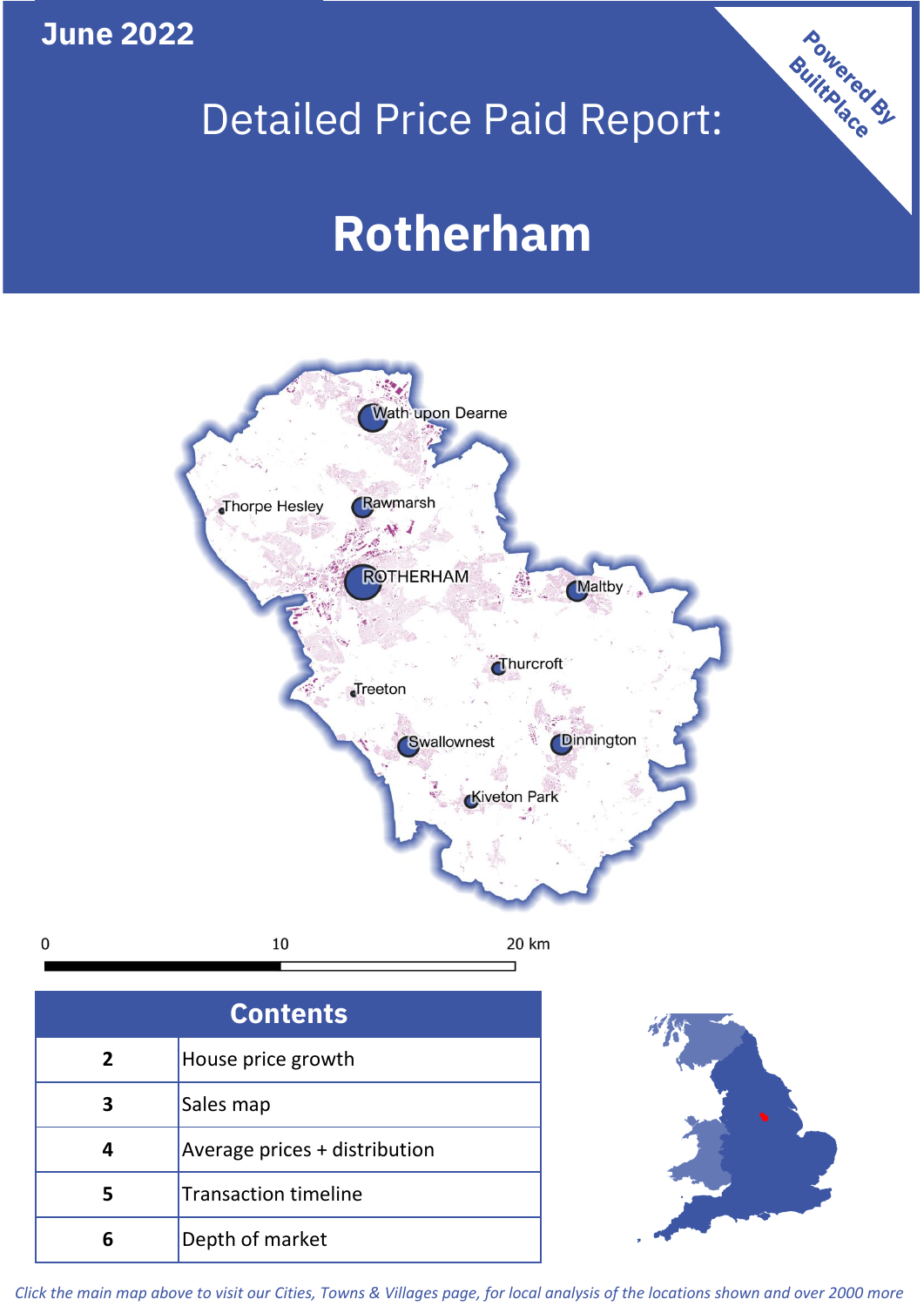June 2022

Powered By BuiltPlace

# Detailed Price Paid Report:

# Rotherham

Wath upon Dearne
Thorpe Hesley
Rawmarsh
ROTHERHAM
Maltby
Thurcroft
Treeton
Swallownest
Dinnington
Kiveton Park

0 10 20 km

| Contents | |
|---|---|
| 2 | House price growth |
| 3 | Sales map |
| 4 | Average prices + distribution |
| 5 | Transaction timeline |
| 6 | Depth of market |

*Click the main map above to visit our Cities, Towns & Villages page, for local analysis of the locations shown and over 2000 more*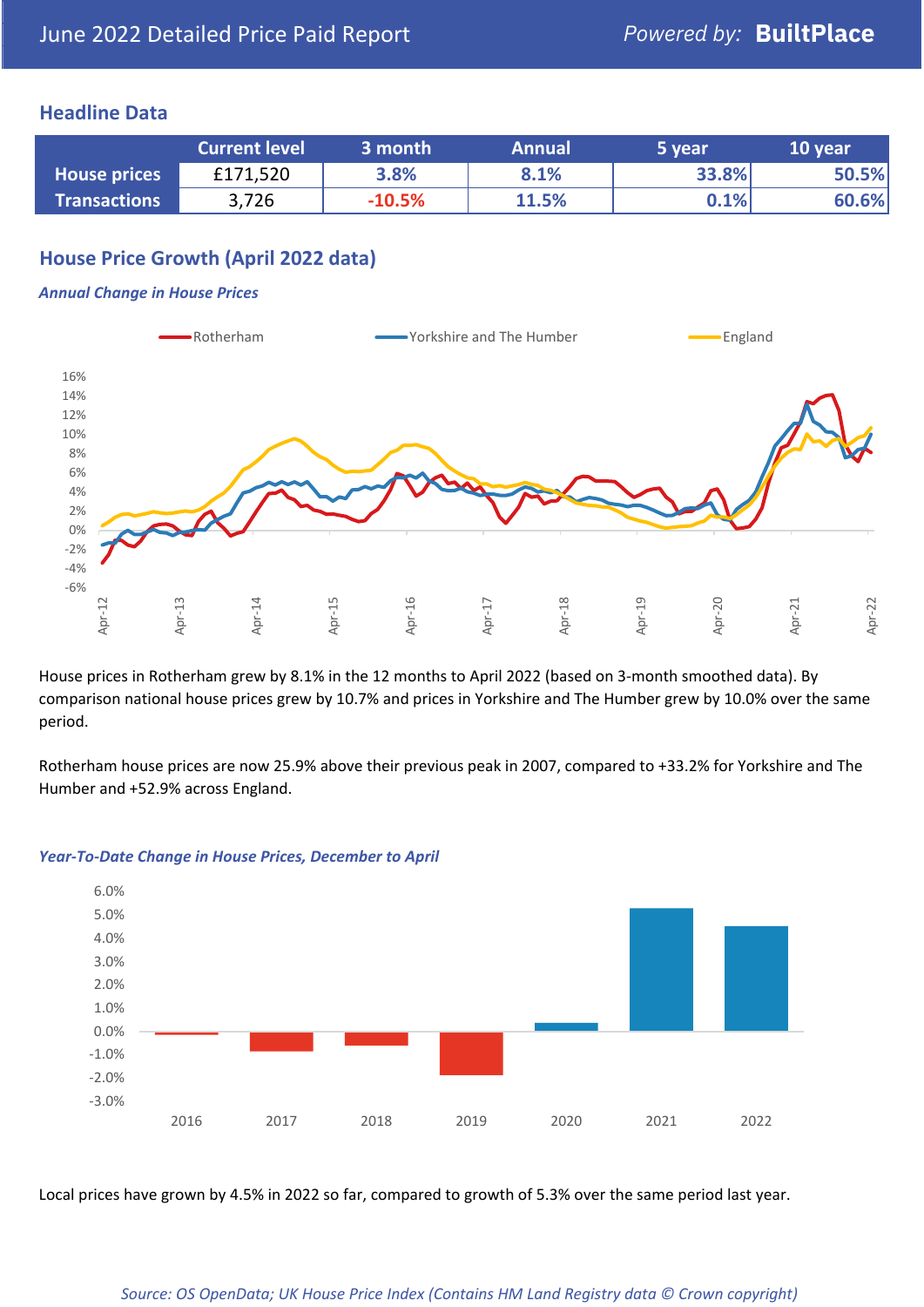## Headline Data

| | Current level | 3 month | Annual | 5 year | 10 year |
|---|---|---|---|---|---|
| **House prices** | £171,520 | 3.8% | 8.1% | 33.8% | 50.5% |
| **Transactions** | 3,726 | -10.5% | 11.5% | 0.1% | 60.6% |

## House Price Growth (April 2022 data)

### *Annual Change in House Prices*

House prices in Rotherham grew by 8.1% in the 12 months to April 2022 (based on 3-month smoothed data). By comparison national house prices grew by 10.7% and prices in Yorkshire and The Humber grew by 10.0% over the same period.

Rotherham house prices are now 25.9% above their previous peak in 2007, compared to +33.2% for Yorkshire and The Humber and +52.9% across England.

### *Year-To-Date Change in House Prices, December to April*

Local prices have grown by 4.5% in 2022 so far, compared to growth of 5.3% over the same period last year.

*Source: OS OpenData; UK House Price Index (Contains HM Land Registry data © Crown copyright)*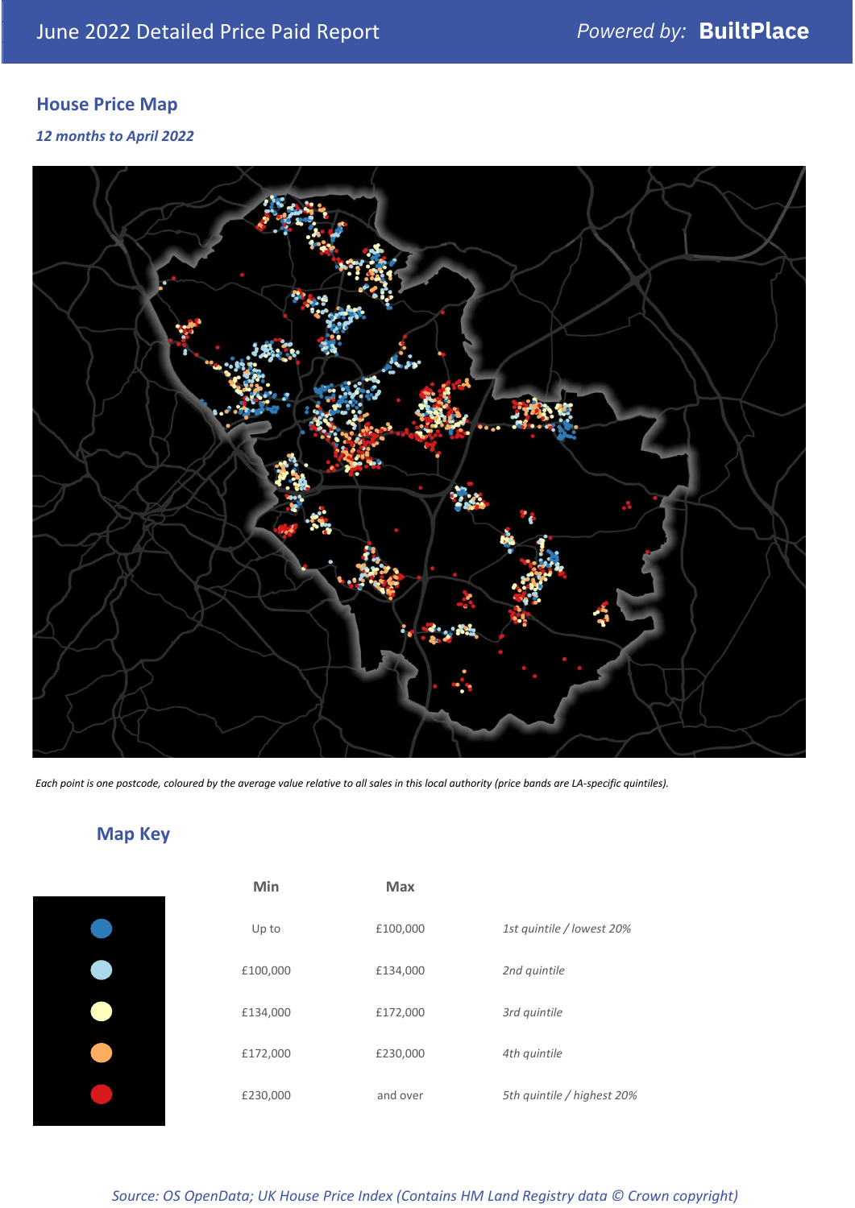June 2022 Detailed Price Paid Report — *Powered by:* **BuiltPlace**

## House Price Map

*12 months to April 2022*

*Each point is one postcode, coloured by the average value relative to all sales in this local authority (price bands are LA-specific quintiles).*

## Map Key

| Min | Max | |
|---|---|---|
| Up to | £100,000 | *1st quintile / lowest 20%* |
| £100,000 | £134,000 | *2nd quintile* |
| £134,000 | £172,000 | *3rd quintile* |
| £172,000 | £230,000 | *4th quintile* |
| £230,000 | and over | *5th quintile / highest 20%* |

*Source: OS OpenData; UK House Price Index (Contains HM Land Registry data © Crown copyright)*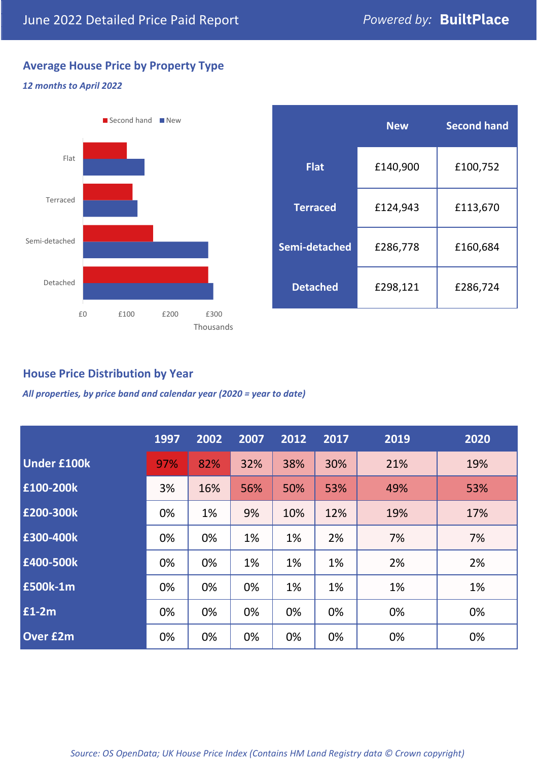# June 2022 Detailed Price Paid Report

*Powered by:* **BuiltPlace**

## Average House Price by Property Type

***12 months to April 2022***

|  | New | Second hand |
|---|---|---|
| **Flat** | £140,900 | £100,752 |
| **Terraced** | £124,943 | £113,670 |
| **Semi-detached** | £286,778 | £160,684 |
| **Detached** | £298,121 | £286,724 |

## House Price Distribution by Year

***All properties, by price band and calendar year (2020 = year to date)***

|  | 1997 | 2002 | 2007 | 2012 | 2017 | 2019 | 2020 |
|---|---|---|---|---|---|---|---|
| **Under £100k** | 97% | 82% | 32% | 38% | 30% | 21% | 19% |
| **£100-200k** | 3% | 16% | 56% | 50% | 53% | 49% | 53% |
| **£200-300k** | 0% | 1% | 9% | 10% | 12% | 19% | 17% |
| **£300-400k** | 0% | 0% | 1% | 1% | 2% | 7% | 7% |
| **£400-500k** | 0% | 0% | 1% | 1% | 1% | 2% | 2% |
| **£500k-1m** | 0% | 0% | 0% | 1% | 1% | 1% | 1% |
| **£1-2m** | 0% | 0% | 0% | 0% | 0% | 0% | 0% |
| **Over £2m** | 0% | 0% | 0% | 0% | 0% | 0% | 0% |

*Source: OS OpenData; UK House Price Index (Contains HM Land Registry data © Crown copyright)*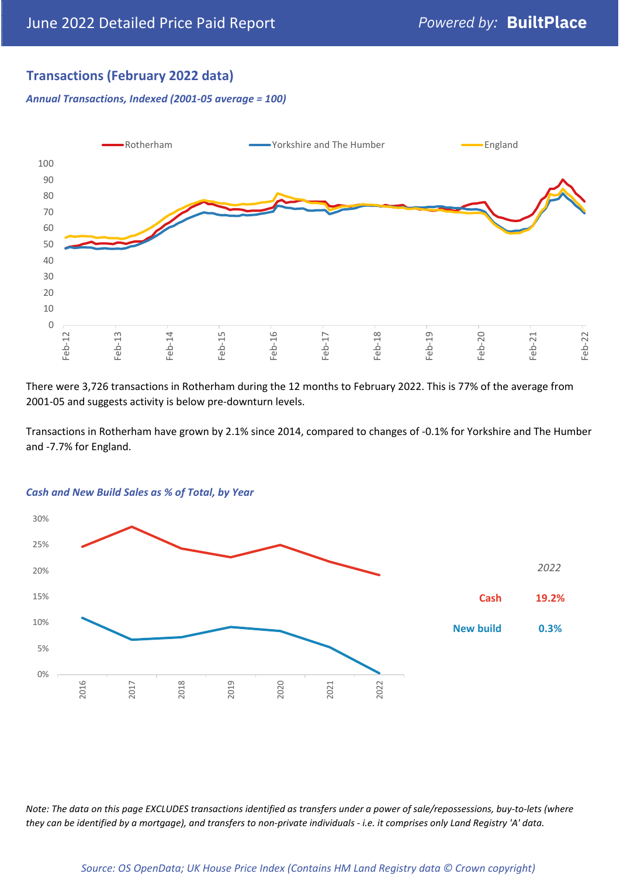## Transactions (February 2022 data)

*Annual Transactions, Indexed (2001-05 average = 100)*

There were 3,726 transactions in Rotherham during the 12 months to February 2022. This is 77% of the average from 2001-05 and suggests activity is below pre-downturn levels.

Transactions in Rotherham have grown by 2.1% since 2014, compared to changes of -0.1% for Yorkshire and The Humber and -7.7% for England.

*Cash and New Build Sales as % of Total, by Year*

*2022*

| | |
|---|---|
| Cash | 19.2% |
| New build | 0.3% |

*Note: The data on this page EXCLUDES transactions identified as transfers under a power of sale/repossessions, buy-to-lets (where they can be identified by a mortgage), and transfers to non-private individuals - i.e. it comprises only Land Registry 'A' data.*

*Source: OS OpenData; UK House Price Index (Contains HM Land Registry data © Crown copyright)*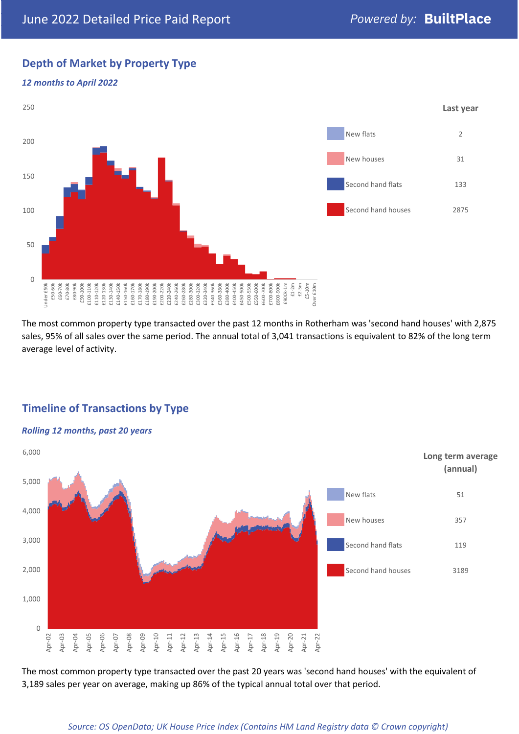June 2022 Detailed Price Paid Report

Powered by: **BuiltPlace**

## Depth of Market by Property Type

*12 months to April 2022*

250
200
150
100
50
0

Under £50k, £50-60k, £60-70k, £70-80k, £80-90k, £90-100k, £100-110k, £110-120k, £120-130k, £130-140k, £140-150k, £150-160k, £160-170k, £170-180k, £180-190k, £190-200k, £200-220k, £220-240k, £240-260k, £260-280k, £280-300k, £300-320k, £320-340k, £340-360k, £360-380k, £380-400k, £400-450k, £450-500k, £500-550k, £550-600k, £600-700k, £700-800k, £800-900k, £900k-1m, £1-2m, £2-5m, £5-10m, Over £10m

Last year

New flats 2

New houses 31

Second hand flats 133

Second hand houses 2875

The most common property type transacted over the past 12 months in Rotherham was 'second hand houses' with 2,875 sales, 95% of all sales over the same period. The annual total of 3,041 transactions is equivalent to 82% of the long term average level of activity.

## Timeline of Transactions by Type

*Rolling 12 months, past 20 years*

6,000
5,000
4,000
3,000
2,000
1,000
0

Apr-02, Apr-03, Apr-04, Apr-05, Apr-06, Apr-07, Apr-08, Apr-09, Apr-10, Apr-11, Apr-12, Apr-13, Apr-14, Apr-15, Apr-16, Apr-17, Apr-18, Apr-19, Apr-20, Apr-21, Apr-22

Long term average (annual)

New flats 51

New houses 357

Second hand flats 119

Second hand houses 3189

The most common property type transacted over the past 20 years was 'second hand houses' with the equivalent of 3,189 sales per year on average, making up 86% of the typical annual total over that period.

*Source: OS OpenData; UK House Price Index (Contains HM Land Registry data © Crown copyright)*